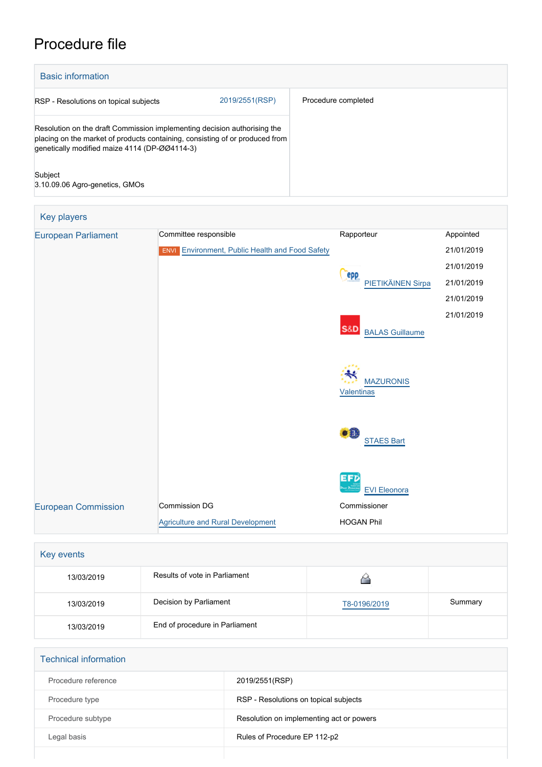# Procedure file

## Basic information

| | |
|---|---|
| RSP - Resolutions on topical subjects 2019/2551(RSP) | Procedure completed |
| Resolution on the draft Commission implementing decision authorising the placing on the market of products containing, consisting of or produced from genetically modified maize 4114 (DP-ØØ4114-3) | |
| Subject<br>3.10.09.06 Agro-genetics, GMOs | |

## Key players

| | | | |
|---|---|---|---|
| European Parliament | Committee responsible | Rapporteur | Appointed |
| | ENVI Environment, Public Health and Food Safety | | 21/01/2019 |
| | | | 21/01/2019 |
| | | PIETIKÄINEN Sirpa | 21/01/2019 |
| | | | 21/01/2019 |
| | | | 21/01/2019 |
| | | BALAS Guillaume | |
| | | MAZURONIS Valentinas | |
| | | STAES Bart | |
| | | EVI Eleonora | |
| European Commission | Commission DG | Commissioner | |
| | Agriculture and Rural Development | HOGAN Phil | |

## Key events

| | | | |
|---|---|---|---|
| 13/03/2019 | Results of vote in Parliament | | |
| 13/03/2019 | Decision by Parliament | T8-0196/2019 | Summary |
| 13/03/2019 | End of procedure in Parliament | | |

## Technical information

| | |
|---|---|
| Procedure reference | 2019/2551(RSP) |
| Procedure type | RSP - Resolutions on topical subjects |
| Procedure subtype | Resolution on implementing act or powers |
| Legal basis | Rules of Procedure EP 112-p2 |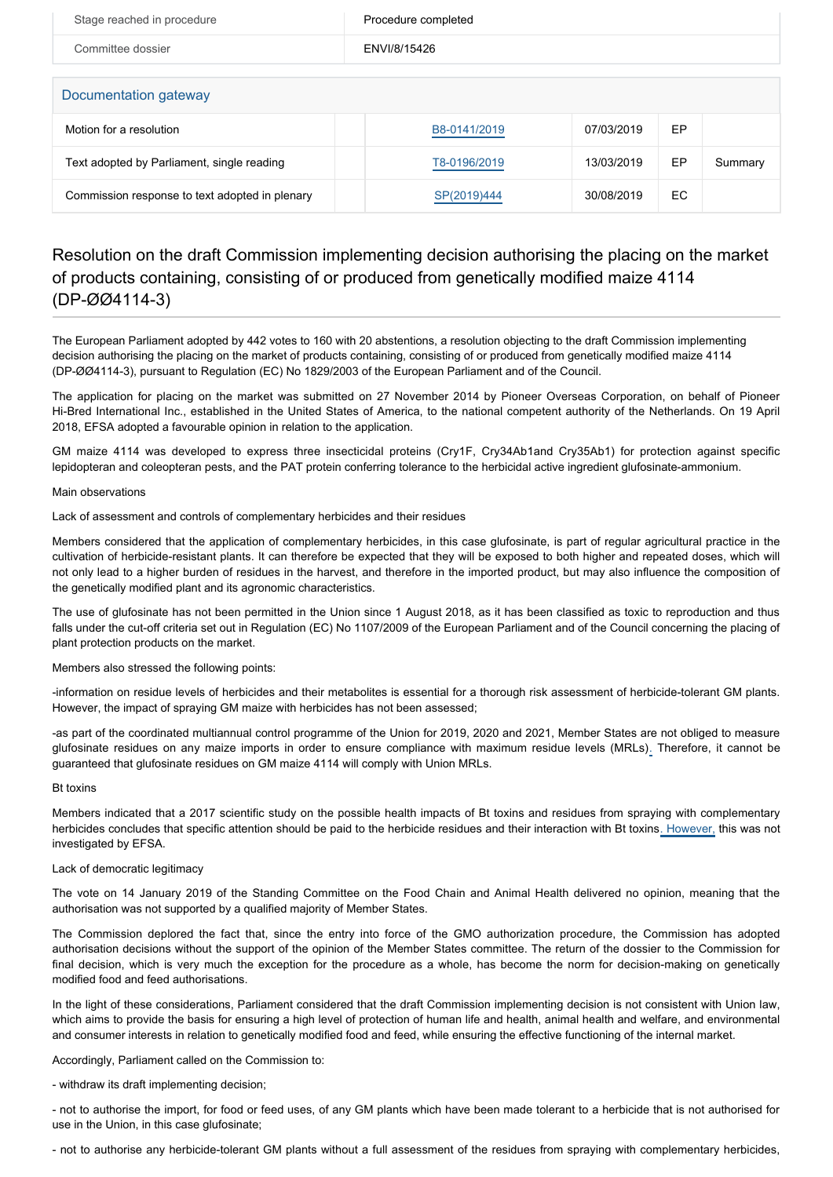| Stage reached in procedure | Procedure completed |
| --- | --- |
| Committee dossier | ENVI/8/15426 |

Documentation gateway

| | | | | | |
| --- | --- | --- | --- | --- | --- |
| Motion for a resolution | | B8-0141/2019 | 07/03/2019 | EP | |
| Text adopted by Parliament, single reading | | T8-0196/2019 | 13/03/2019 | EP | Summary |
| Commission response to text adopted in plenary | | SP(2019)444 | 30/08/2019 | EC | |

## Resolution on the draft Commission implementing decision authorising the placing on the market of products containing, consisting of or produced from genetically modified maize 4114 (DP-ØØ4114-3)

The European Parliament adopted by 442 votes to 160 with 20 abstentions, a resolution objecting to the draft Commission implementing decision authorising the placing on the market of products containing, consisting of or produced from genetically modified maize 4114 (DP-ØØ4114-3), pursuant to Regulation (EC) No 1829/2003 of the European Parliament and of the Council.

The application for placing on the market was submitted on 27 November 2014 by Pioneer Overseas Corporation, on behalf of Pioneer Hi-Bred International Inc., established in the United States of America, to the national competent authority of the Netherlands. On 19 April 2018, EFSA adopted a favourable opinion in relation to the application.

GM maize 4114 was developed to express three insecticidal proteins (Cry1F, Cry34Ab1and Cry35Ab1) for protection against specific lepidopteran and coleopteran pests, and the PAT protein conferring tolerance to the herbicidal active ingredient glufosinate-ammonium.

Main observations

Lack of assessment and controls of complementary herbicides and their residues

Members considered that the application of complementary herbicides, in this case glufosinate, is part of regular agricultural practice in the cultivation of herbicide-resistant plants. It can therefore be expected that they will be exposed to both higher and repeated doses, which will not only lead to a higher burden of residues in the harvest, and therefore in the imported product, but may also influence the composition of the genetically modified plant and its agronomic characteristics.

The use of glufosinate has not been permitted in the Union since 1 August 2018, as it has been classified as toxic to reproduction and thus falls under the cut-off criteria set out in Regulation (EC) No 1107/2009 of the European Parliament and of the Council concerning the placing of plant protection products on the market.

Members also stressed the following points:

-information on residue levels of herbicides and their metabolites is essential for a thorough risk assessment of herbicide-tolerant GM plants. However, the impact of spraying GM maize with herbicides has not been assessed;

-as part of the coordinated multiannual control programme of the Union for 2019, 2020 and 2021, Member States are not obliged to measure glufosinate residues on any maize imports in order to ensure compliance with maximum residue levels (MRLs). Therefore, it cannot be guaranteed that glufosinate residues on GM maize 4114 will comply with Union MRLs.

Bt toxins

Members indicated that a 2017 scientific study on the possible health impacts of Bt toxins and residues from spraying with complementary herbicides concludes that specific attention should be paid to the herbicide residues and their interaction with Bt toxins. However, this was not investigated by EFSA.

Lack of democratic legitimacy

The vote on 14 January 2019 of the Standing Committee on the Food Chain and Animal Health delivered no opinion, meaning that the authorisation was not supported by a qualified majority of Member States.

The Commission deplored the fact that, since the entry into force of the GMO authorization procedure, the Commission has adopted authorisation decisions without the support of the opinion of the Member States committee. The return of the dossier to the Commission for final decision, which is very much the exception for the procedure as a whole, has become the norm for decision-making on genetically modified food and feed authorisations.

In the light of these considerations, Parliament considered that the draft Commission implementing decision is not consistent with Union law, which aims to provide the basis for ensuring a high level of protection of human life and health, animal health and welfare, and environmental and consumer interests in relation to genetically modified food and feed, while ensuring the effective functioning of the internal market.

Accordingly, Parliament called on the Commission to:

- withdraw its draft implementing decision;

- not to authorise the import, for food or feed uses, of any GM plants which have been made tolerant to a herbicide that is not authorised for use in the Union, in this case glufosinate;

- not to authorise any herbicide-tolerant GM plants without a full assessment of the residues from spraying with complementary herbicides,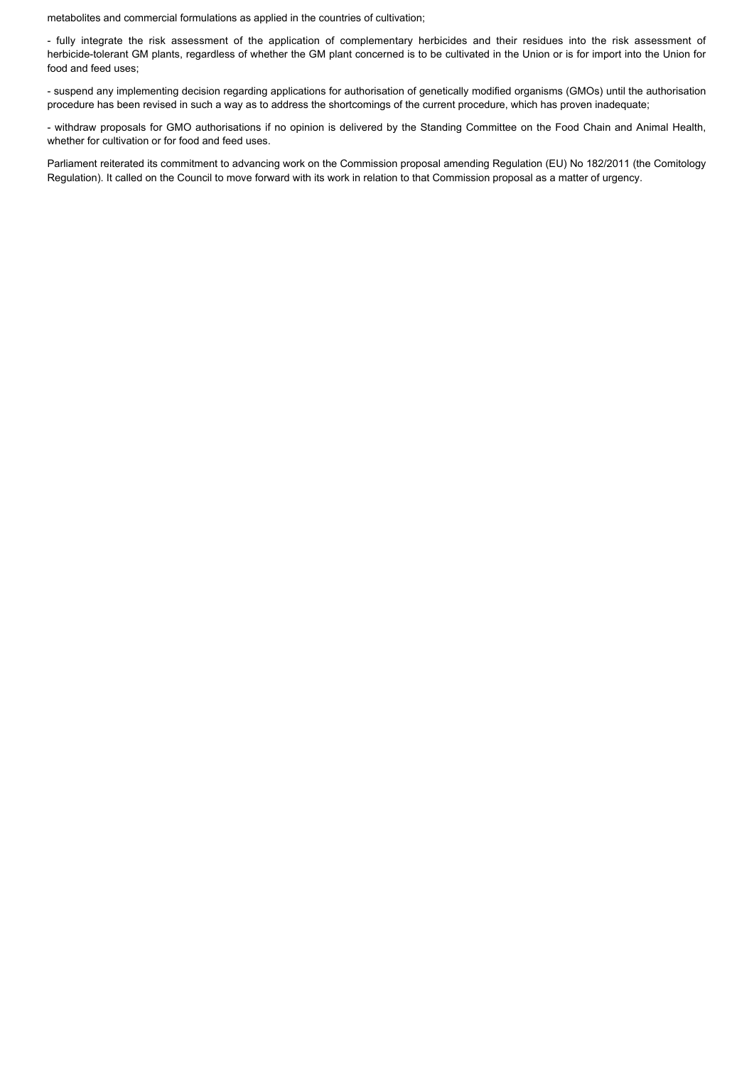metabolites and commercial formulations as applied in the countries of cultivation;

- fully integrate the risk assessment of the application of complementary herbicides and their residues into the risk assessment of herbicide-tolerant GM plants, regardless of whether the GM plant concerned is to be cultivated in the Union or is for import into the Union for food and feed uses;

- suspend any implementing decision regarding applications for authorisation of genetically modified organisms (GMOs) until the authorisation procedure has been revised in such a way as to address the shortcomings of the current procedure, which has proven inadequate;

- withdraw proposals for GMO authorisations if no opinion is delivered by the Standing Committee on the Food Chain and Animal Health, whether for cultivation or for food and feed uses.

Parliament reiterated its commitment to advancing work on the Commission proposal amending Regulation (EU) No 182/2011 (the Comitology Regulation). It called on the Council to move forward with its work in relation to that Commission proposal as a matter of urgency.